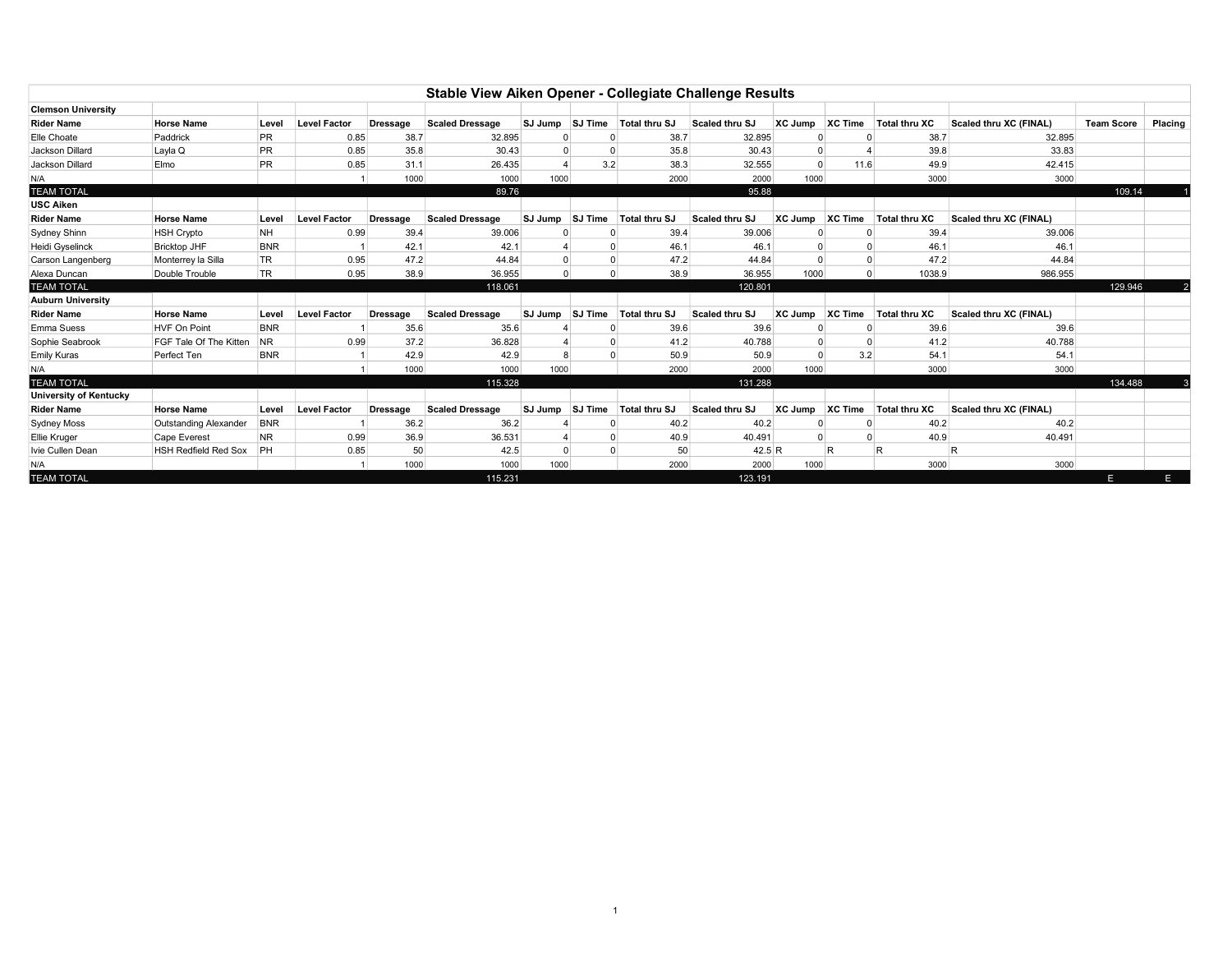# Stable View Aiken Opener - Collegiate Challenge Results

| Clemson University | | | | | | | | | | | | | | | |
|---|---|---|---|---|---|---|---|---|---|---|---|---|---|---|---|
| **Rider Name** | **Horse Name** | **Level** | **Level Factor** | **Dressage** | **Scaled Dressage** | **SJ Jump** | **SJ Time** | **Total thru SJ** | **Scaled thru SJ** | **XC Jump** | **XC Time** | **Total thru XC** | **Scaled thru XC (FINAL)** | **Team Score** | **Placing** |
| Elle Choate | Paddrick | PR | 0.85 | 38.7 | 32.895 | 0 | 0 | 38.7 | 32.895 | 0 | 0 | 38.7 | 32.895 | | |
| Jackson Dillard | Layla Q | PR | 0.85 | 35.8 | 30.43 | 0 | 0 | 35.8 | 30.43 | 0 | 4 | 39.8 | 33.83 | | |
| Jackson Dillard | Elmo | PR | 0.85 | 31.1 | 26.435 | 4 | 3.2 | 38.3 | 32.555 | 0 | 11.6 | 49.9 | 42.415 | | |
| N/A | | | 1 | 1000 | 1000 | 1000 | | 2000 | 2000 | 1000 | | 3000 | 3000 | | |
| **TEAM TOTAL** | | | | | 89.76 | | | | 95.88 | | | | | 109.14 | 1 |
| **USC Aiken** | | | | | | | | | | | | | | | |
| **Rider Name** | **Horse Name** | **Level** | **Level Factor** | **Dressage** | **Scaled Dressage** | **SJ Jump** | **SJ Time** | **Total thru SJ** | **Scaled thru SJ** | **XC Jump** | **XC Time** | **Total thru XC** | **Scaled thru XC (FINAL)** | | |
| Sydney Shinn | HSH Crypto | NH | 0.99 | 39.4 | 39.006 | 0 | 0 | 39.4 | 39.006 | 0 | 0 | 39.4 | 39.006 | | |
| Heidi Gyselinck | Bricktop JHF | BNR | 1 | 42.1 | 42.1 | 4 | 0 | 46.1 | 46.1 | 0 | 0 | 46.1 | 46.1 | | |
| Carson Langenberg | Monterrey la Silla | TR | 0.95 | 47.2 | 44.84 | 0 | 0 | 47.2 | 44.84 | 0 | 0 | 47.2 | 44.84 | | |
| Alexa Duncan | Double Trouble | TR | 0.95 | 38.9 | 36.955 | 0 | 0 | 38.9 | 36.955 | 1000 | 0 | 1038.9 | 986.955 | | |
| **TEAM TOTAL** | | | | | 118.061 | | | | 120.801 | | | | | 129.946 | 2 |
| **Auburn University** | | | | | | | | | | | | | | | |
| **Rider Name** | **Horse Name** | **Level** | **Level Factor** | **Dressage** | **Scaled Dressage** | **SJ Jump** | **SJ Time** | **Total thru SJ** | **Scaled thru SJ** | **XC Jump** | **XC Time** | **Total thru XC** | **Scaled thru XC (FINAL)** | | |
| Emma Suess | HVF On Point | BNR | 1 | 35.6 | 35.6 | 4 | 0 | 39.6 | 39.6 | 0 | 0 | 39.6 | 39.6 | | |
| Sophie Seabrook | FGF Tale Of The Kitten | NR | 0.99 | 37.2 | 36.828 | 4 | 0 | 41.2 | 40.788 | 0 | 0 | 41.2 | 40.788 | | |
| Emily Kuras | Perfect Ten | BNR | 1 | 42.9 | 42.9 | 8 | 0 | 50.9 | 50.9 | 0 | 3.2 | 54.1 | 54.1 | | |
| N/A | | | 1 | 1000 | 1000 | 1000 | | 2000 | 2000 | 1000 | | 3000 | 3000 | | |
| **TEAM TOTAL** | | | | | 115.328 | | | | 131.288 | | | | | 134.488 | 3 |
| **University of Kentucky** | | | | | | | | | | | | | | | |
| **Rider Name** | **Horse Name** | **Level** | **Level Factor** | **Dressage** | **Scaled Dressage** | **SJ Jump** | **SJ Time** | **Total thru SJ** | **Scaled thru SJ** | **XC Jump** | **XC Time** | **Total thru XC** | **Scaled thru XC (FINAL)** | | |
| Sydney Moss | Outstanding Alexander | BNR | 1 | 36.2 | 36.2 | 4 | 0 | 40.2 | 40.2 | 0 | 0 | 40.2 | 40.2 | | |
| Ellie Kruger | Cape Everest | NR | 0.99 | 36.9 | 36.531 | 4 | 0 | 40.9 | 40.491 | 0 | 0 | 40.9 | 40.491 | | |
| Ivie Cullen Dean | HSH Redfield Red Sox | PH | 0.85 | 50 | 42.5 | 0 | 0 | 50 | 42.5 | R | R | R | R | | |
| N/A | | | 1 | 1000 | 1000 | 1000 | | 2000 | 2000 | 1000 | | 3000 | 3000 | | |
| **TEAM TOTAL** | | | | | 115.231 | | | | 123.191 | | | | | E | E |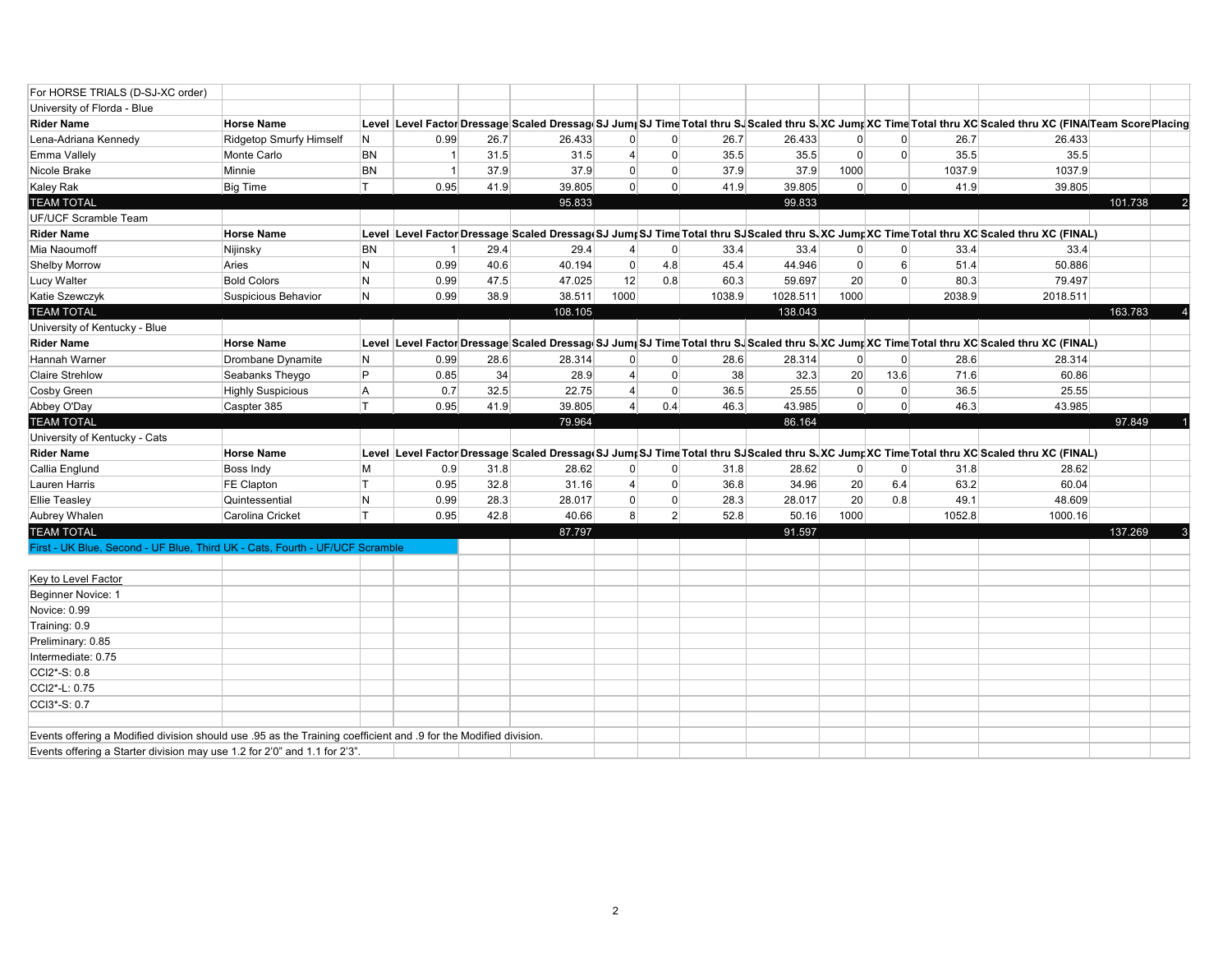| For HORSE TRIALS (D-SJ-XC order) | | | | | | | | | | | | | | | |
|---|---|---|---|---|---|---|---|---|---|---|---|---|---|---|---|
| University of Florda - Blue | | | | | | | | | | | | | | | |
| **Rider Name** | **Horse Name** | **Level** | **Level Factor** | **Dressage** | **Scaled Dressage** | **SJ Jump** | **SJ Time** | **Total thru SJ** | **Scaled thru SJ** | **XC Jump** | **XC Time** | **Total thru XC** | **Scaled thru XC (FINAL)** | **Team Score** | **Placing** |
| Lena-Adriana Kennedy | Ridgetop Smurfy Himself | N | 0.99 | 26.7 | 26.433 | 0 | 0 | 26.7 | 26.433 | 0 | 0 | 26.7 | 26.433 | | |
| Emma Vallely | Monte Carlo | BN | 1 | 31.5 | 31.5 | 4 | 0 | 35.5 | 35.5 | 0 | 0 | 35.5 | 35.5 | | |
| Nicole Brake | Minnie | BN | 1 | 37.9 | 37.9 | 0 | 0 | 37.9 | 37.9 | 1000 | | 1037.9 | 1037.9 | | |
| Kaley Rak | Big Time | T | 0.95 | 41.9 | 39.805 | 0 | 0 | 41.9 | 39.805 | 0 | 0 | 41.9 | 39.805 | | |
| TEAM TOTAL | | | | | 95.833 | | | | 99.833 | | | | | 101.738 | 2 |
| UF/UCF Scramble Team | | | | | | | | | | | | | | | |
| **Rider Name** | **Horse Name** | **Level** | **Level Factor** | **Dressage** | **Scaled Dressage** | **SJ Jump** | **SJ Time** | **Total thru SJ** | **Scaled thru SJ** | **XC Jump** | **XC Time** | **Total thru XC** | **Scaled thru XC (FINAL)** | | |
| Mia Naoumoff | Nijinsky | BN | 1 | 29.4 | 29.4 | 4 | 0 | 33.4 | 33.4 | 0 | 0 | 33.4 | 33.4 | | |
| Shelby Morrow | Aries | N | 0.99 | 40.6 | 40.194 | 0 | 4.8 | 45.4 | 44.946 | 0 | 6 | 51.4 | 50.886 | | |
| Lucy Walter | Bold Colors | N | 0.99 | 47.5 | 47.025 | 12 | 0.8 | 60.3 | 59.697 | 20 | 0 | 80.3 | 79.497 | | |
| Katie Szewczyk | Suspicious Behavior | N | 0.99 | 38.9 | 38.511 | 1000 | | 1038.9 | 1028.511 | 1000 | | 2038.9 | 2018.511 | | |
| TEAM TOTAL | | | | | 108.105 | | | | 138.043 | | | | | 163.783 | 4 |
| University of Kentucky - Blue | | | | | | | | | | | | | | | |
| **Rider Name** | **Horse Name** | **Level** | **Level Factor** | **Dressage** | **Scaled Dressage** | **SJ Jump** | **SJ Time** | **Total thru SJ** | **Scaled thru SJ** | **XC Jump** | **XC Time** | **Total thru XC** | **Scaled thru XC (FINAL)** | | |
| Hannah Warner | Drombane Dynamite | N | 0.99 | 28.6 | 28.314 | 0 | 0 | 28.6 | 28.314 | 0 | 0 | 28.6 | 28.314 | | |
| Claire Strehlow | Seabanks Theygo | P | 0.85 | 34 | 28.9 | 4 | 0 | 38 | 32.3 | 20 | 13.6 | 71.6 | 60.86 | | |
| Cosby Green | Highly Suspicious | A | 0.7 | 32.5 | 22.75 | 4 | 0 | 36.5 | 25.55 | 0 | 0 | 36.5 | 25.55 | | |
| Abbey O'Day | Caspter 385 | T | 0.95 | 41.9 | 39.805 | 4 | 0.4 | 46.3 | 43.985 | 0 | 0 | 46.3 | 43.985 | | |
| TEAM TOTAL | | | | | 79.964 | | | | 86.164 | | | | | 97.849 | 1 |
| University of Kentucky - Cats | | | | | | | | | | | | | | | |
| **Rider Name** | **Horse Name** | **Level** | **Level Factor** | **Dressage** | **Scaled Dressage** | **SJ Jump** | **SJ Time** | **Total thru SJ** | **Scaled thru SJ** | **XC Jump** | **XC Time** | **Total thru XC** | **Scaled thru XC (FINAL)** | | |
| Callia Englund | Boss Indy | M | 0.9 | 31.8 | 28.62 | 0 | 0 | 31.8 | 28.62 | 0 | 0 | 31.8 | 28.62 | | |
| Lauren Harris | FE Clapton | T | 0.95 | 32.8 | 31.16 | 4 | 0 | 36.8 | 34.96 | 20 | 6.4 | 63.2 | 60.04 | | |
| Ellie Teasley | Quintessential | N | 0.99 | 28.3 | 28.017 | 0 | 0 | 28.3 | 28.017 | 20 | 0.8 | 49.1 | 48.609 | | |
| Aubrey Whalen | Carolina Cricket | T | 0.95 | 42.8 | 40.66 | 8 | 2 | 52.8 | 50.16 | 1000 | | 1052.8 | 1000.16 | | |
| TEAM TOTAL | | | | | 87.797 | | | | 91.597 | | | | | 137.269 | 3 |

First - UK Blue, Second - UF Blue, Third UK - Cats, Fourth - UF/UCF Scramble

Key to Level Factor

Beginner Novice: 1

Novice: 0.99

Training: 0.9

Preliminary: 0.85

Intermediate: 0.75

CCI2*-S: 0.8

CCI2*-L: 0.75

CCI3*-S: 0.7

Events offering a Modified division should use .95 as the Training coefficient and .9 for the Modified division.

Events offering a Starter division may use 1.2 for 2'0" and 1.1 for 2'3".